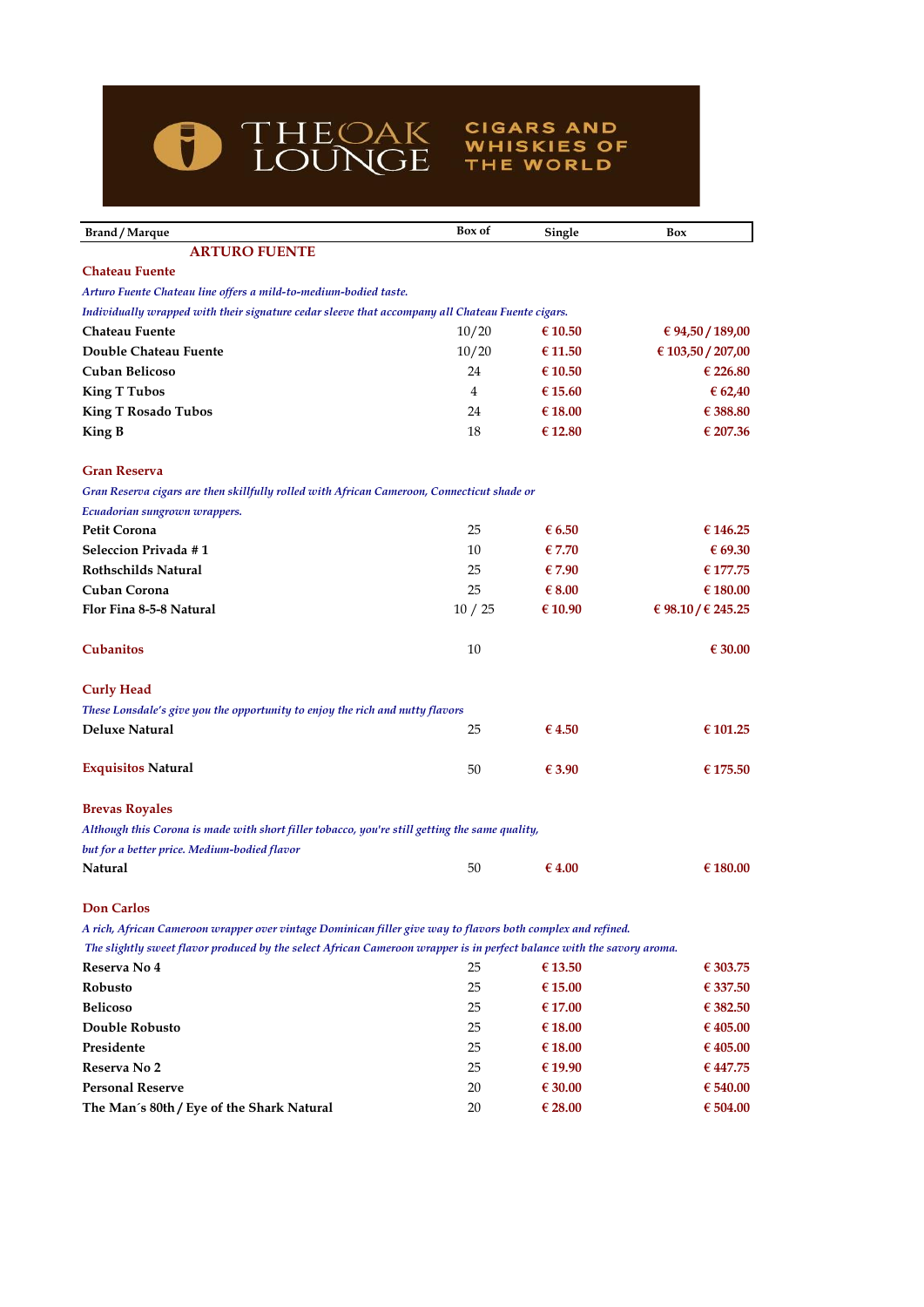# THE OAK LOUNGE

CIGARS AND WHISKIES OF THE WORLD

| Brand / Marque | Box of | Single | Box |
|---|---|---|---|
| **ARTURO FUENTE** | | | |
| **Chateau Fuente** | | | |
| *Arturo Fuente Chateau line offers a mild-to-medium-bodied taste.* | | | |
| *Individually wrapped with their signature cedar sleeve that accompany all Chateau Fuente cigars.* | | | |
| **Chateau Fuente** | 10/20 | € 10.50 | € 94,50 / 189,00 |
| **Double Chateau Fuente** | 10/20 | € 11.50 | € 103,50 / 207,00 |
| **Cuban Belicoso** | 24 | € 10.50 | € 226.80 |
| **King T Tubos** | 4 | € 15.60 | € 62,40 |
| **King T Rosado Tubos** | 24 | € 18.00 | € 388.80 |
| **King B** | 18 | € 12.80 | € 207.36 |
| **Gran Reserva** | | | |
| *Gran Reserva cigars are then skillfully rolled with African Cameroon, Connecticut shade or Ecuadorian sungrown wrappers.* | | | |
| **Petit Corona** | 25 | € 6.50 | € 146.25 |
| **Seleccion Privada # 1** | 10 | € 7.70 | € 69.30 |
| **Rothschilds Natural** | 25 | € 7.90 | € 177.75 |
| **Cuban Corona** | 25 | € 8.00 | € 180.00 |
| **Flor Fina 8-5-8 Natural** | 10 / 25 | € 10.90 | € 98.10 / € 245.25 |
| **Cubanitos** | 10 | | € 30.00 |
| **Curly Head** | | | |
| *These Lonsdale's give you the opportunity to enjoy the rich and nutty flavors* | | | |
| **Deluxe Natural** | 25 | € 4.50 | € 101.25 |
| **Exquisitos Natural** | 50 | € 3.90 | € 175.50 |
| **Brevas Royales** | | | |
| *Although this Corona is made with short filler tobacco, you're still getting the same quality, but for a better price. Medium-bodied flavor* | | | |
| **Natural** | 50 | € 4.00 | € 180.00 |
| **Don Carlos** | | | |
| *A rich, African Cameroon wrapper over vintage Dominican filler give way to flavors both complex and refined.* | | | |
| *The slightly sweet flavor produced by the select African Cameroon wrapper is in perfect balance with the savory aroma.* | | | |
| **Reserva No 4** | 25 | € 13.50 | € 303.75 |
| **Robusto** | 25 | € 15.00 | € 337.50 |
| **Belicoso** | 25 | € 17.00 | € 382.50 |
| **Double Robusto** | 25 | € 18.00 | € 405.00 |
| **Presidente** | 25 | € 18.00 | € 405.00 |
| **Reserva No 2** | 25 | € 19.90 | € 447.75 |
| **Personal Reserve** | 20 | € 30.00 | € 540.00 |
| **The Man´s 80th / Eye of the Shark Natural** | 20 | € 28.00 | € 504.00 |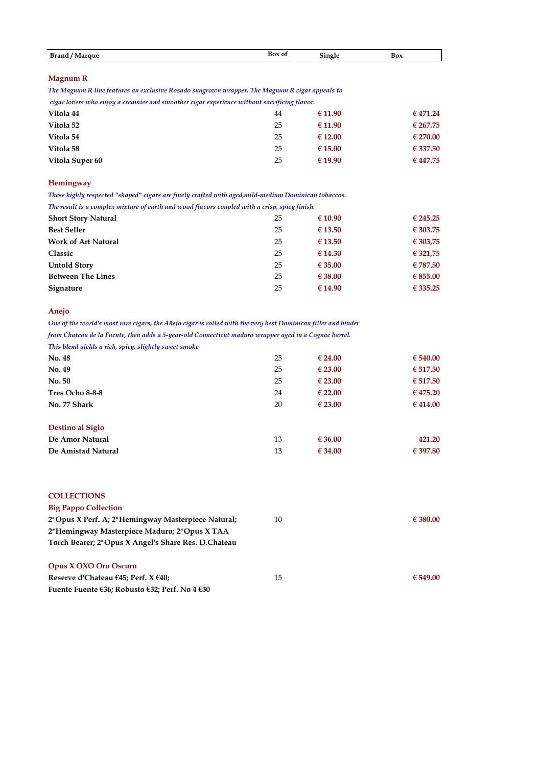| Brand / Marque | Box of | Single | Box |
|---|---|---|---|

## Magnum R

*The Magnum R line features an exclusive Rosado sungrown wrapper. The Magnum R cigar appeals to cigar lovers who enjoy a creamier and smoother cigar experience without sacrificing flavor.*

| Brand / Marque | Box of | Single | Box |
|---|---|---|---|
| **Vitola 44** | 44 | € 11.90 | € 471.24 |
| **Vitola 52** | 25 | € 11.90 | € 267.75 |
| **Vitola 54** | 25 | € 12.00 | € 270.00 |
| **Vitola 58** | 25 | € 15.00 | € 337.50 |
| **Vitola Super 60** | 25 | € 19.90 | € 447.75 |

## Hemingway

*These highly respected "shaped" cigars are finely crafted with aged,mild-medium Dominican tobaccos. The result is a complex mixture of earth and wood flavors coupled with a crisp, spicy finish.*

| Brand / Marque | Box of | Single | Box |
|---|---|---|---|
| **Short Story Natural** | 25 | € 10.90 | € 245.25 |
| **Best Seller** | 25 | € 13.50 | € 303.75 |
| **Work of Art Natural** | 25 | € 13.50 | € 303,75 |
| **Classic** | 25 | € 14.30 | € 321,75 |
| **Untold Story** | 25 | € 35.00 | € 787.50 |
| **Between The Lines** | 25 | € 38.00 | € 855.00 |
| **Signature** | 25 | € 14.90 | € 335.25 |

## Anejo

*One of the world's most rare cigars, the Añejo cigar is rolled with the very best Dominican filler and binder from Chateau de la Fuente, then adds a 5-year-old Connecticut maduro wrapper aged in a Cognac barrel. This blend yields a rich, spicy, slightly sweet smoke*

| Brand / Marque | Box of | Single | Box |
|---|---|---|---|
| **No. 48** | 25 | € 24.00 | € 540.00 |
| **No. 49** | 25 | € 23.00 | € 517.50 |
| **No. 50** | 25 | € 23.00 | € 517.50 |
| **Tres Ocho 8-8-8** | 24 | € 22.00 | € 475.20 |
| **No. 77 Shark** | 20 | € 23.00 | € 414.00 |

## Destino al Siglo

| Brand / Marque | Box of | Single | Box |
|---|---|---|---|
| **De Amor Natural** | 13 | € 36.00 | 421.20 |
| **De Amistad Natural** | 13 | € 34.00 | € 397.80 |

## COLLECTIONS

### Big Pappo Collection

| Brand / Marque | Box of | Single | Box |
|---|---|---|---|
| **2*Opus X Perf. A; 2*Hemingway Masterpiece Natural; 2*Hemingway Masterpiece Maduro; 2*Opus X TAA Torch Bearer; 2*Opus X Angel's Share Res. D.Chateau** | 10 | | € 380.00 |

### Opus X OXO Oro Oscuro

| Brand / Marque | Box of | Single | Box |
|---|---|---|---|
| **Reserve d'Chateau €45; Perf. X €40; Fuente Fuente €36; Robusto €32; Perf. No 4 €30** | 15 | | € 549.00 |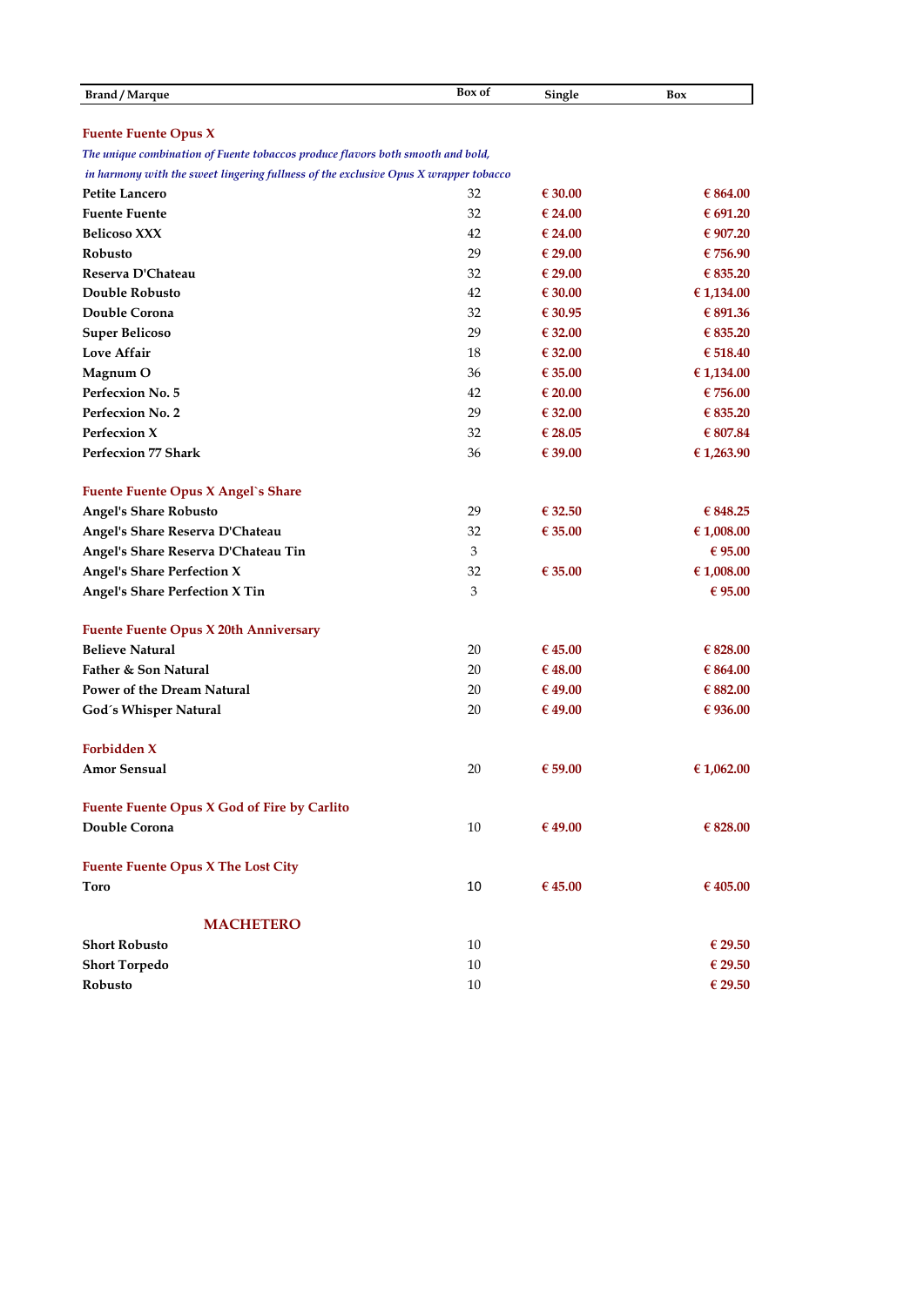| Brand / Marque | Box of | Single | Box |
|---|---|---|---|
| **Fuente Fuente Opus X** | | | |
| *The unique combination of Fuente tobaccos produce flavors both smooth and bold,* | | | |
| *in harmony with the sweet lingering fullness of the exclusive Opus X wrapper tobacco* | | | |
| **Petite Lancero** | 32 | € 30.00 | € 864.00 |
| **Fuente Fuente** | 32 | € 24.00 | € 691.20 |
| **Belicoso XXX** | 42 | € 24.00 | € 907.20 |
| **Robusto** | 29 | € 29.00 | € 756.90 |
| **Reserva D'Chateau** | 32 | € 29.00 | € 835.20 |
| **Double Robusto** | 42 | € 30.00 | € 1,134.00 |
| **Double Corona** | 32 | € 30.95 | € 891.36 |
| **Super Belicoso** | 29 | € 32.00 | € 835.20 |
| **Love Affair** | 18 | € 32.00 | € 518.40 |
| **Magnum O** | 36 | € 35.00 | € 1,134.00 |
| **Perfecxion No. 5** | 42 | € 20.00 | € 756.00 |
| **Perfecxion No. 2** | 29 | € 32.00 | € 835.20 |
| **Perfecxion X** | 32 | € 28.05 | € 807.84 |
| **Perfecxion 77 Shark** | 36 | € 39.00 | € 1,263.90 |
| **Fuente Fuente Opus X Angel`s Share** | | | |
| **Angel's Share Robusto** | 29 | € 32.50 | € 848.25 |
| **Angel's Share Reserva D'Chateau** | 32 | € 35.00 | € 1,008.00 |
| **Angel's Share Reserva D'Chateau Tin** | 3 | | € 95.00 |
| **Angel's Share Perfection X** | 32 | € 35.00 | € 1,008.00 |
| **Angel's Share Perfection X Tin** | 3 | | € 95.00 |
| **Fuente Fuente Opus X 20th Anniversary** | | | |
| **Believe Natural** | 20 | € 45.00 | € 828.00 |
| **Father & Son Natural** | 20 | € 48.00 | € 864.00 |
| **Power of the Dream Natural** | 20 | € 49.00 | € 882.00 |
| **God´s Whisper Natural** | 20 | € 49.00 | € 936.00 |
| **Forbidden X** | | | |
| **Amor Sensual** | 20 | € 59.00 | € 1,062.00 |
| **Fuente Fuente Opus X God of Fire by Carlito** | | | |
| **Double Corona** | 10 | € 49.00 | € 828.00 |
| **Fuente Fuente Opus X The Lost City** | | | |
| **Toro** | 10 | € 45.00 | € 405.00 |
| **MACHETERO** | | | |
| **Short Robusto** | 10 | | € 29.50 |
| **Short Torpedo** | 10 | | € 29.50 |
| **Robusto** | 10 | | € 29.50 |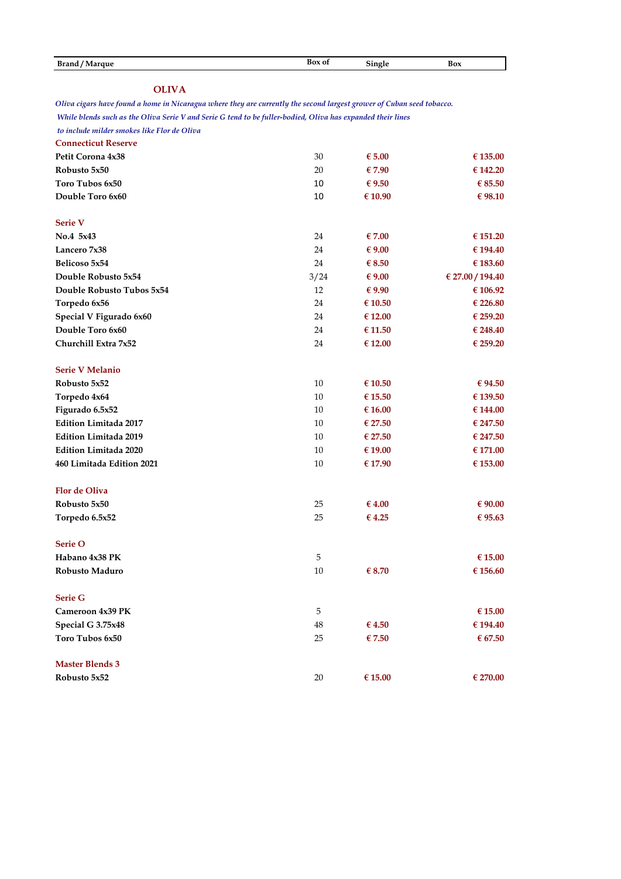| Brand / Marque | Box of | Single | Box |
|---|---|---|---|

## OLIVA

*Oliva cigars have found a home in Nicaragua where they are currently the second largest grower of Cuban seed tobacco.*
*While blends such as the Oliva Serie V and Serie G tend to be fuller-bodied, Oliva has expanded their lines*
*to include milder smokes like Flor de Oliva*

| Brand / Marque | Box of | Single | Box |
|---|---|---|---|
| **Connecticut Reserve** | | | |
| **Petit Corona 4x38** | 30 | € 5.00 | € 135.00 |
| **Robusto 5x50** | 20 | € 7.90 | € 142.20 |
| **Toro Tubos 6x50** | 10 | € 9.50 | € 85.50 |
| **Double Toro 6x60** | 10 | € 10.90 | € 98.10 |
| **Serie V** | | | |
| **No.4 5x43** | 24 | € 7.00 | € 151.20 |
| **Lancero 7x38** | 24 | € 9.00 | € 194.40 |
| **Belicoso 5x54** | 24 | € 8.50 | € 183.60 |
| **Double Robusto 5x54** | 3/24 | € 9.00 | € 27.00 / 194.40 |
| **Double Robusto Tubos 5x54** | 12 | € 9.90 | € 106.92 |
| **Torpedo 6x56** | 24 | € 10.50 | € 226.80 |
| **Special V Figurado 6x60** | 24 | € 12.00 | € 259.20 |
| **Double Toro 6x60** | 24 | € 11.50 | € 248.40 |
| **Churchill Extra 7x52** | 24 | € 12.00 | € 259.20 |
| **Serie V Melanio** | | | |
| **Robusto 5x52** | 10 | € 10.50 | € 94.50 |
| **Torpedo 4x64** | 10 | € 15.50 | € 139.50 |
| **Figurado 6.5x52** | 10 | € 16.00 | € 144.00 |
| **Edition Limitada 2017** | 10 | € 27.50 | € 247.50 |
| **Edition Limitada 2019** | 10 | € 27.50 | € 247.50 |
| **Edition Limitada 2020** | 10 | € 19.00 | € 171.00 |
| **460 Limitada Edition 2021** | 10 | € 17.90 | € 153.00 |
| **Flor de Oliva** | | | |
| **Robusto 5x50** | 25 | € 4.00 | € 90.00 |
| **Torpedo 6.5x52** | 25 | € 4.25 | € 95.63 |
| **Serie O** | | | |
| **Habano 4x38 PK** | 5 | | € 15.00 |
| **Robusto Maduro** | 10 | € 8.70 | € 156.60 |
| **Serie G** | | | |
| **Cameroon 4x39 PK** | 5 | | € 15.00 |
| **Special G 3.75x48** | 48 | € 4.50 | € 194.40 |
| **Toro Tubos 6x50** | 25 | € 7.50 | € 67.50 |
| **Master Blends 3** | | | |
| **Robusto 5x52** | 20 | € 15.00 | € 270.00 |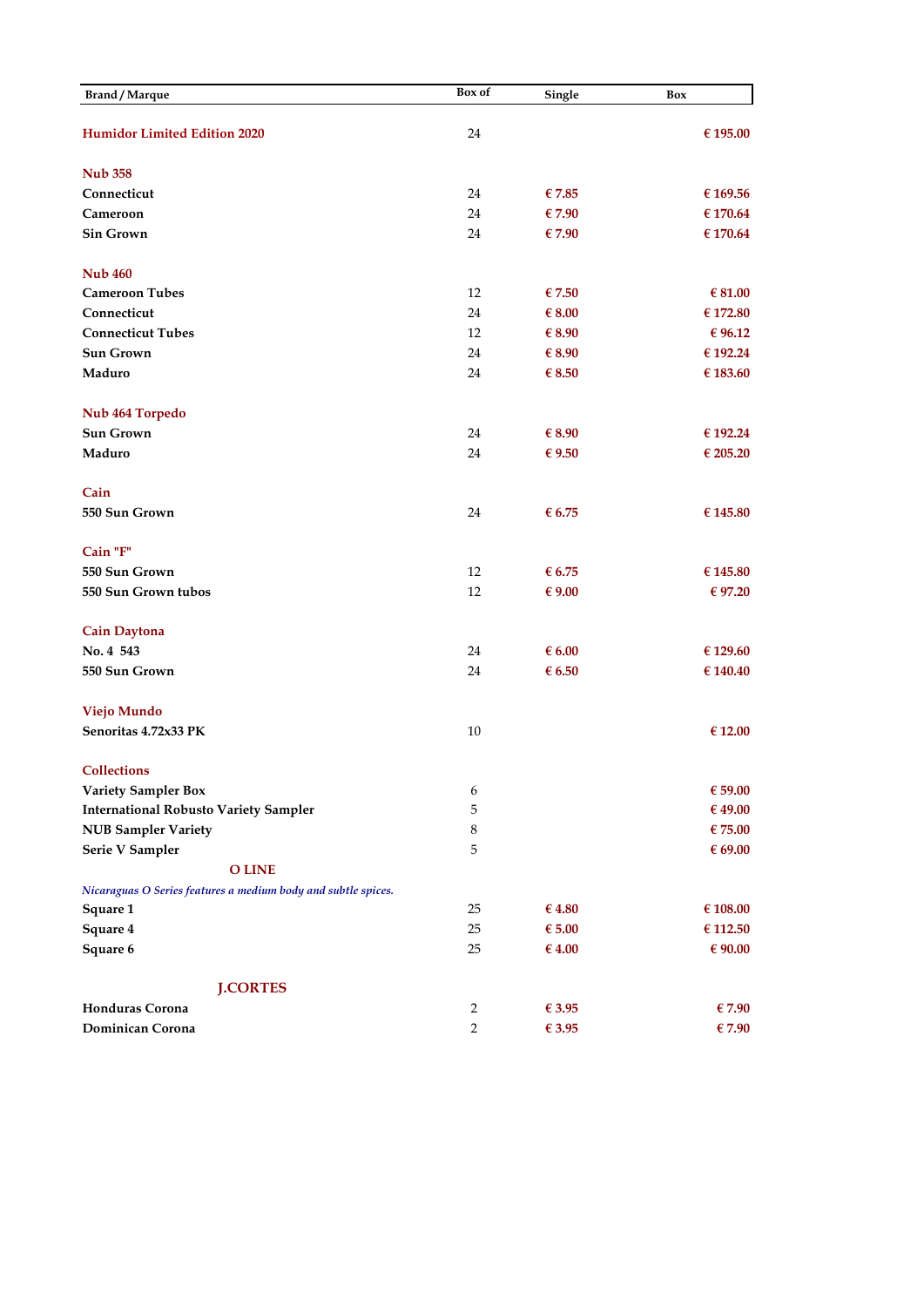| Brand / Marque | Box of | Single | Box |
|---|---|---|---|
| **Humidor Limited Edition 2020** | 24 | | € 195.00 |
| | | | |
| **Nub 358** | | | |
| **Connecticut** | 24 | € 7.85 | € 169.56 |
| **Cameroon** | 24 | € 7.90 | € 170.64 |
| **Sin Grown** | 24 | € 7.90 | € 170.64 |
| | | | |
| **Nub 460** | | | |
| **Cameroon Tubes** | 12 | € 7.50 | € 81.00 |
| **Connecticut** | 24 | € 8.00 | € 172.80 |
| **Connecticut Tubes** | 12 | € 8.90 | € 96.12 |
| **Sun Grown** | 24 | € 8.90 | € 192.24 |
| **Maduro** | 24 | € 8.50 | € 183.60 |
| | | | |
| **Nub 464 Torpedo** | | | |
| **Sun Grown** | 24 | € 8.90 | € 192.24 |
| **Maduro** | 24 | € 9.50 | € 205.20 |
| | | | |
| **Cain** | | | |
| **550 Sun Grown** | 24 | € 6.75 | € 145.80 |
| | | | |
| **Cain "F"** | | | |
| **550 Sun Grown** | 12 | € 6.75 | € 145.80 |
| **550 Sun Grown tubos** | 12 | € 9.00 | € 97.20 |
| | | | |
| **Cain Daytona** | | | |
| **No. 4 543** | 24 | € 6.00 | € 129.60 |
| **550 Sun Grown** | 24 | € 6.50 | € 140.40 |
| | | | |
| **Viejo Mundo** | | | |
| **Senoritas 4.72x33 PK** | 10 | | € 12.00 |
| | | | |
| **Collections** | | | |
| **Variety Sampler Box** | 6 | | € 59.00 |
| **International Robusto Variety Sampler** | 5 | | € 49.00 |
| **NUB Sampler Variety** | 8 | | € 75.00 |
| **Serie V Sampler** | 5 | | € 69.00 |
| **O LINE** | | | |
| *Nicaraguas O Series features a medium body and subtle spices.* | | | |
| **Square 1** | 25 | € 4.80 | € 108.00 |
| **Square 4** | 25 | € 5.00 | € 112.50 |
| **Square 6** | 25 | € 4.00 | € 90.00 |
| | | | |
| **J.CORTES** | | | |
| **Honduras Corona** | 2 | € 3.95 | € 7.90 |
| **Dominican Corona** | 2 | € 3.95 | € 7.90 |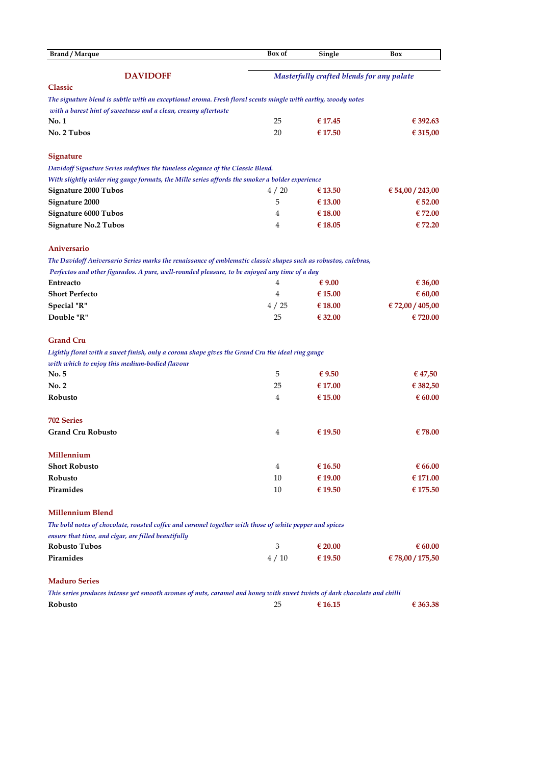| Brand / Marque | Box of | Single | Box |
|---|---|---|---|

## DAVIDOFF

*Masterfully crafted blends for any palate*

### Classic

*The signature blend is subtle with an exceptional aroma. Fresh floral scents mingle with earthy, woody notes with a barest hint of sweetness and a clean, creamy aftertaste*

| Brand / Marque | Box of | Single | Box |
|---|---|---|---|
| **No. 1** | 25 | € 17.45 | € 392.63 |
| **No. 2 Tubos** | 20 | € 17.50 | € 315,00 |

### Signature

*Davidoff Signature Series redefines the timeless elegance of the Classic Blend.*
*With slightly wider ring gauge formats, the Mille series affords the smoker a bolder experience*

| Brand / Marque | Box of | Single | Box |
|---|---|---|---|
| **Signature 2000 Tubos** | 4 / 20 | € 13.50 | € 54,00 / 243,00 |
| **Signature 2000** | 5 | € 13.00 | € 52.00 |
| **Signature 6000 Tubos** | 4 | € 18.00 | € 72.00 |
| **Signature No.2 Tubos** | 4 | € 18.05 | € 72.20 |

### Aniversario

*The Davidoff Aniversario Series marks the renaissance of emblematic classic shapes such as robustos, culebras, Perfectos and other figurados. A pure, well-rounded pleasure, to be enjoyed any time of a day*

| Brand / Marque | Box of | Single | Box |
|---|---|---|---|
| **Entreacto** | 4 | € 9.00 | € 36,00 |
| **Short Perfecto** | 4 | € 15.00 | € 60,00 |
| **Special "R"** | 4 / 25 | € 18.00 | € 72,00 / 405,00 |
| **Double "R"** | 25 | € 32.00 | € 720.00 |

### Grand Cru

*Lightly floral with a sweet finish, only a corona shape gives the Grand Cru the ideal ring gauge with which to enjoy this medium-bodied flavour*

| Brand / Marque | Box of | Single | Box |
|---|---|---|---|
| **No. 5** | 5 | € 9.50 | € 47,50 |
| **No. 2** | 25 | € 17.00 | € 382,50 |
| **Robusto** | 4 | € 15.00 | € 60.00 |

### 702 Series

| Brand / Marque | Box of | Single | Box |
|---|---|---|---|
| **Grand Cru Robusto** | 4 | € 19.50 | € 78.00 |

### Millennium

| Brand / Marque | Box of | Single | Box |
|---|---|---|---|
| **Short Robusto** | 4 | € 16.50 | € 66.00 |
| **Robusto** | 10 | € 19.00 | € 171.00 |
| **Piramides** | 10 | € 19.50 | € 175.50 |

### Millennium Blend

*The bold notes of chocolate, roasted coffee and caramel together with those of white pepper and spices ensure that time, and cigar, are filled beautifully*

| Brand / Marque | Box of | Single | Box |
|---|---|---|---|
| **Robusto Tubos** | 3 | € 20.00 | € 60.00 |
| **Piramides** | 4 / 10 | € 19.50 | € 78,00 / 175,50 |

### Maduro Series

*This series produces intense yet smooth aromas of nuts, caramel and honey with sweet twists of dark chocolate and chilli*

| Brand / Marque | Box of | Single | Box |
|---|---|---|---|
| **Robusto** | 25 | € 16.15 | € 363.38 |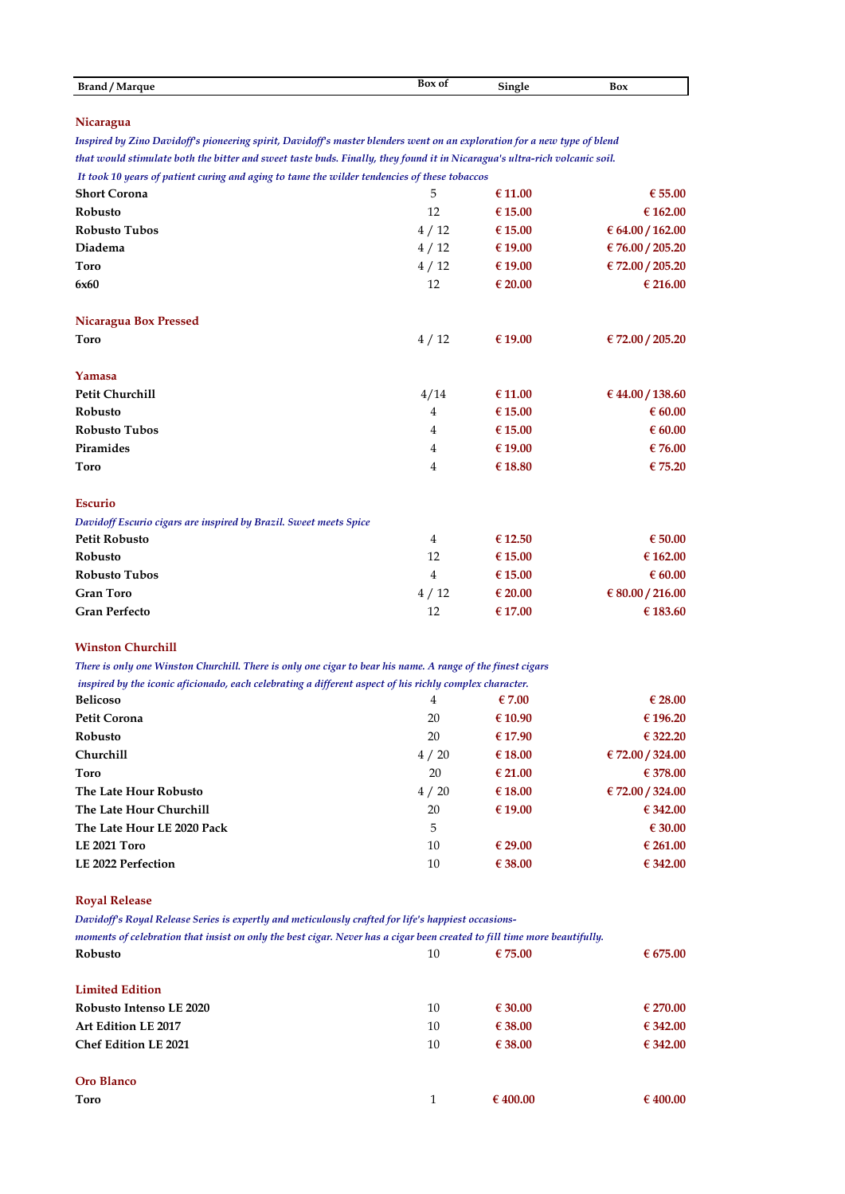| Brand / Marque | Box of | Single | Box |
|---|---|---|---|
| **Nicaragua** | | | |
| *Inspired by Zino Davidoff's pioneering spirit, Davidoff's master blenders went on an exploration for a new type of blend that would stimulate both the bitter and sweet taste buds. Finally, they found it in Nicaragua's ultra-rich volcanic soil. It took 10 years of patient curing and aging to tame the wilder tendencies of these tobaccos* | | | |
| **Short Corona** | 5 | € 11.00 | € 55.00 |
| **Robusto** | 12 | € 15.00 | € 162.00 |
| **Robusto Tubos** | 4 / 12 | € 15.00 | € 64.00 / 162.00 |
| **Diadema** | 4 / 12 | € 19.00 | € 76.00 / 205.20 |
| **Toro** | 4 / 12 | € 19.00 | € 72.00 / 205.20 |
| **6x60** | 12 | € 20.00 | € 216.00 |
| **Nicaragua Box Pressed** | | | |
| **Toro** | 4 / 12 | € 19.00 | € 72.00 / 205.20 |
| **Yamasa** | | | |
| **Petit Churchill** | 4/14 | € 11.00 | € 44.00 / 138.60 |
| **Robusto** | 4 | € 15.00 | € 60.00 |
| **Robusto Tubos** | 4 | € 15.00 | € 60.00 |
| **Piramides** | 4 | € 19.00 | € 76.00 |
| **Toro** | 4 | € 18.80 | € 75.20 |
| **Escurio** | | | |
| *Davidoff Escurio cigars are inspired by Brazil. Sweet meets Spice* | | | |
| **Petit Robusto** | 4 | € 12.50 | € 50.00 |
| **Robusto** | 12 | € 15.00 | € 162.00 |
| **Robusto Tubos** | 4 | € 15.00 | € 60.00 |
| **Gran Toro** | 4 / 12 | € 20.00 | € 80.00 / 216.00 |
| **Gran Perfecto** | 12 | € 17.00 | € 183.60 |
| **Winston Churchill** | | | |
| *There is only one Winston Churchill. There is only one cigar to bear his name. A range of the finest cigars inspired by the iconic aficionado, each celebrating a different aspect of his richly complex character.* | | | |
| **Belicoso** | 4 | € 7.00 | € 28.00 |
| **Petit Corona** | 20 | € 10.90 | € 196.20 |
| **Robusto** | 20 | € 17.90 | € 322.20 |
| **Churchill** | 4 / 20 | € 18.00 | € 72.00 / 324.00 |
| **Toro** | 20 | € 21.00 | € 378.00 |
| **The Late Hour Robusto** | 4 / 20 | € 18.00 | € 72.00 / 324.00 |
| **The Late Hour Churchill** | 20 | € 19.00 | € 342.00 |
| **The Late Hour LE 2020 Pack** | 5 | | € 30.00 |
| **LE 2021 Toro** | 10 | € 29.00 | € 261.00 |
| **LE 2022 Perfection** | 10 | € 38.00 | € 342.00 |
| **Royal Release** | | | |
| *Davidoff's Royal Release Series is expertly and meticulously crafted for life's happiest occasions- moments of celebration that insist on only the best cigar. Never has a cigar been created to fill time more beautifully.* | | | |
| **Robusto** | 10 | € 75.00 | € 675.00 |
| **Limited Edition** | | | |
| **Robusto Intenso LE 2020** | 10 | € 30.00 | € 270.00 |
| **Art Edition LE 2017** | 10 | € 38.00 | € 342.00 |
| **Chef Edition LE 2021** | 10 | € 38.00 | € 342.00 |
| **Oro Blanco** | | | |
| **Toro** | 1 | € 400.00 | € 400.00 |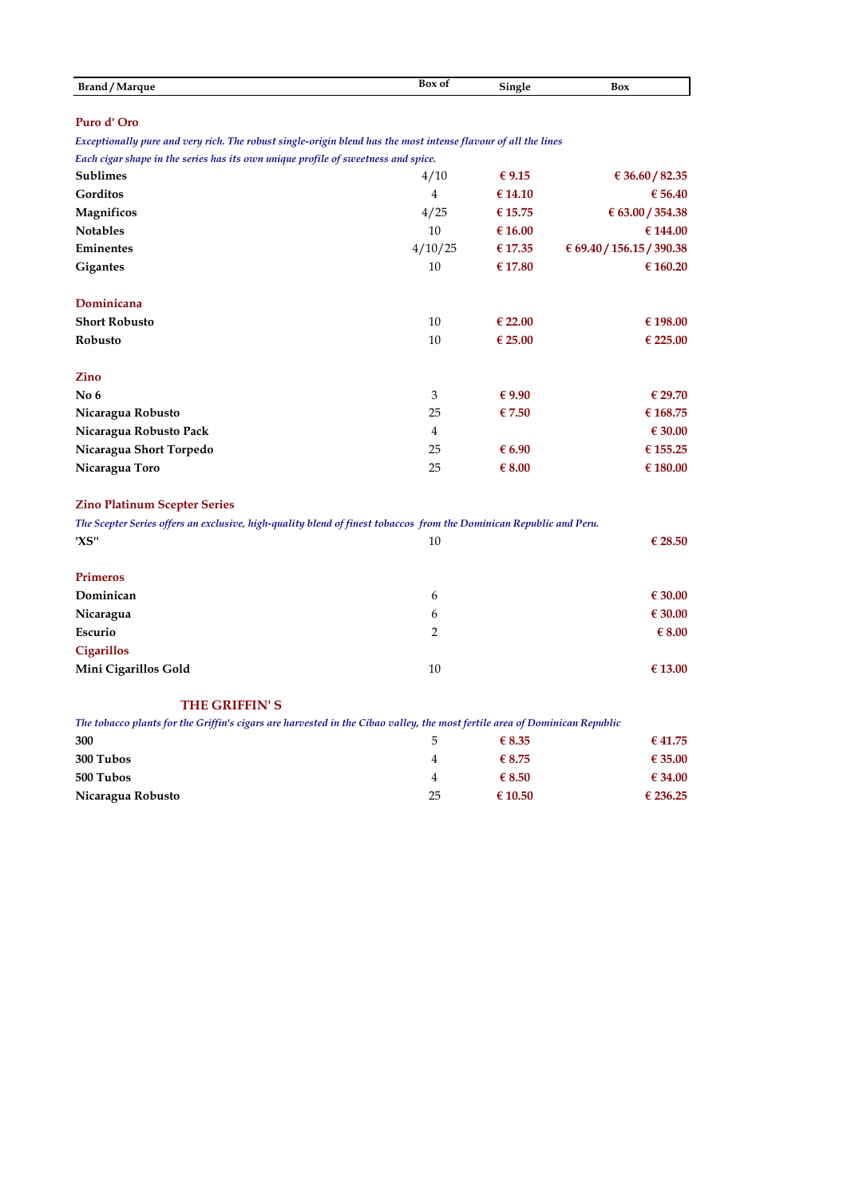| Brand / Marque | Box of | Single | Box |
|---|---|---|---|
| **Puro d' Oro** | | | |
| *Exceptionally pure and very rich. The robust single-origin blend has the most intense flavour of all the lines* | | | |
| *Each cigar shape in the series has its own unique profile of sweetness and spice.* | | | |
| **Sublimes** | 4/10 | € 9.15 | € 36.60 / 82.35 |
| **Gorditos** | 4 | € 14.10 | € 56.40 |
| **Magnificos** | 4/25 | € 15.75 | € 63.00 / 354.38 |
| **Notables** | 10 | € 16.00 | € 144.00 |
| **Eminentes** | 4/10/25 | € 17.35 | € 69.40 / 156.15 / 390.38 |
| **Gigantes** | 10 | € 17.80 | € 160.20 |
| **Dominicana** | | | |
| **Short Robusto** | 10 | € 22.00 | € 198.00 |
| **Robusto** | 10 | € 25.00 | € 225.00 |
| **Zino** | | | |
| **No 6** | 3 | € 9.90 | € 29.70 |
| **Nicaragua Robusto** | 25 | € 7.50 | € 168.75 |
| **Nicaragua Robusto Pack** | 4 | | € 30.00 |
| **Nicaragua Short Torpedo** | 25 | € 6.90 | € 155.25 |
| **Nicaragua Toro** | 25 | € 8.00 | € 180.00 |
| **Zino Platinum Scepter Series** | | | |
| *The Scepter Series offers an exclusive, high-quality blend of finest tobaccos from the Dominican Republic and Peru.* | | | |
| **'XS"** | 10 | | € 28.50 |
| **Primeros** | | | |
| **Dominican** | 6 | | € 30.00 |
| **Nicaragua** | 6 | | € 30.00 |
| **Escurio** | 2 | | € 8.00 |
| **Cigarillos** | | | |
| **Mini Cigarillos Gold** | 10 | | € 13.00 |
| **THE GRIFFIN' S** | | | |
| *The tobacco plants for the Griffin's cigars are harvested in the Cibao valley, the most fertile area of Dominican Republic* | | | |
| **300** | 5 | € 8.35 | € 41.75 |
| **300 Tubos** | 4 | € 8.75 | € 35.00 |
| **500 Tubos** | 4 | € 8.50 | € 34.00 |
| **Nicaragua Robusto** | 25 | € 10.50 | € 236.25 |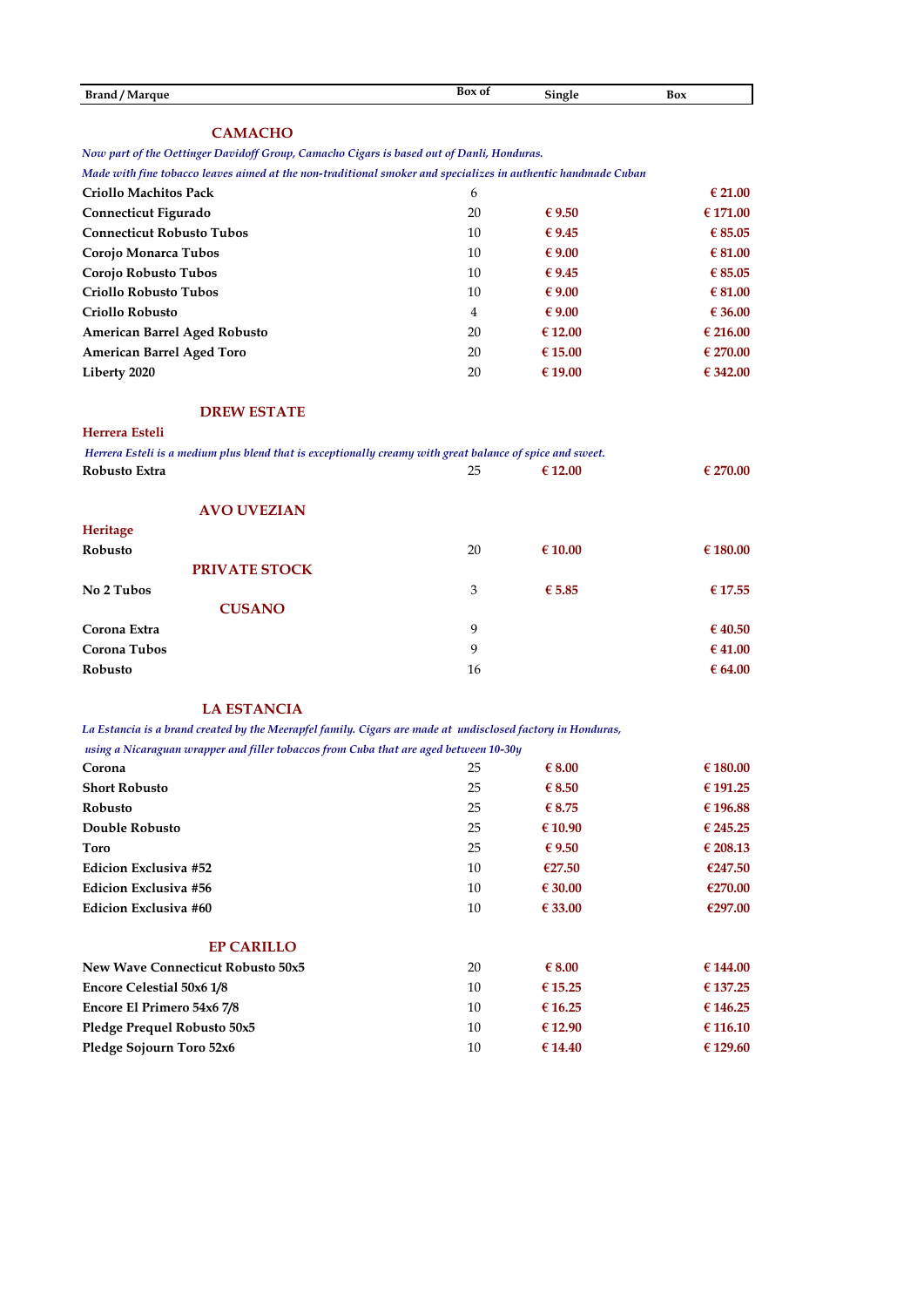| Brand / Marque | Box of | Single | Box |
|---|---|---|---|
| **CAMACHO** | | | |
| *Now part of the Oettinger Davidoff Group, Camacho Cigars is based out of Danli, Honduras.* | | | |
| *Made with fine tobacco leaves aimed at the non-traditional smoker and specializes in authentic handmade Cuban* | | | |
| Criollo Machitos Pack | 6 | | € 21.00 |
| Connecticut Figurado | 20 | € 9.50 | € 171.00 |
| Connecticut Robusto Tubos | 10 | € 9.45 | € 85.05 |
| Corojo Monarca Tubos | 10 | € 9.00 | € 81.00 |
| Corojo Robusto Tubos | 10 | € 9.45 | € 85.05 |
| Criollo Robusto Tubos | 10 | € 9.00 | € 81.00 |
| Criollo Robusto | 4 | € 9.00 | € 36.00 |
| American Barrel Aged Robusto | 20 | € 12.00 | € 216.00 |
| American Barrel Aged Toro | 20 | € 15.00 | € 270.00 |
| Liberty 2020 | 20 | € 19.00 | € 342.00 |
| **DREW ESTATE** | | | |
| **Herrera Esteli** | | | |
| *Herrera Esteli is a medium plus blend that is exceptionally creamy with great balance of spice and sweet.* | | | |
| Robusto Extra | 25 | € 12.00 | € 270.00 |
| **AVO UVEZIAN** | | | |
| **Heritage** | | | |
| Robusto | 20 | € 10.00 | € 180.00 |
| **PRIVATE STOCK** | | | |
| No 2 Tubos | 3 | € 5.85 | € 17.55 |
| **CUSANO** | | | |
| Corona Extra | 9 | | € 40.50 |
| Corona Tubos | 9 | | € 41.00 |
| Robusto | 16 | | € 64.00 |
| **LA ESTANCIA** | | | |
| *La Estancia is a brand created by the Meerapfel family. Cigars are made at undisclosed factory in Honduras,* | | | |
| *using a Nicaraguan wrapper and filler tobaccos from Cuba that are aged between 10-30y* | | | |
| Corona | 25 | € 8.00 | € 180.00 |
| Short Robusto | 25 | € 8.50 | € 191.25 |
| Robusto | 25 | € 8.75 | € 196.88 |
| Double Robusto | 25 | € 10.90 | € 245.25 |
| Toro | 25 | € 9.50 | € 208.13 |
| Edicion Exclusiva #52 | 10 | €27.50 | €247.50 |
| Edicion Exclusiva #56 | 10 | € 30.00 | €270.00 |
| Edicion Exclusiva #60 | 10 | € 33.00 | €297.00 |
| **EP CARILLO** | | | |
| New Wave Connecticut Robusto 50x5 | 20 | € 8.00 | € 144.00 |
| Encore Celestial 50x6 1/8 | 10 | € 15.25 | € 137.25 |
| Encore El Primero 54x6 7/8 | 10 | € 16.25 | € 146.25 |
| Pledge Prequel Robusto 50x5 | 10 | € 12.90 | € 116.10 |
| Pledge Sojourn Toro 52x6 | 10 | € 14.40 | € 129.60 |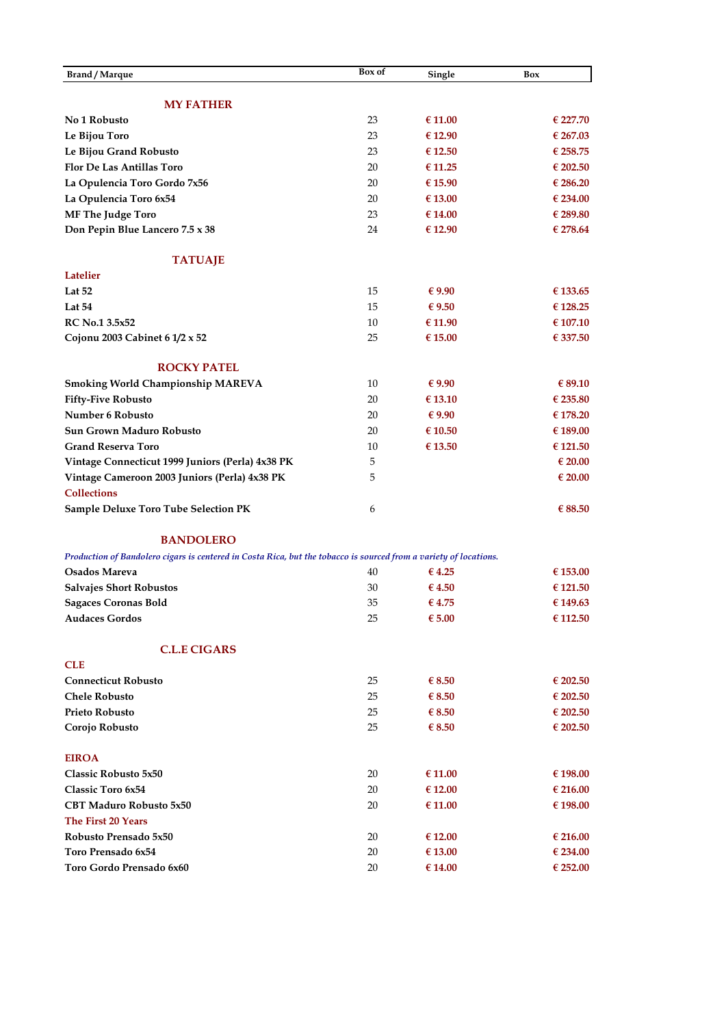| Brand / Marque | Box of | Single | Box |
|---|---|---|---|
| **MY FATHER** | | | |
| No 1 Robusto | 23 | € 11.00 | € 227.70 |
| Le Bijou Toro | 23 | € 12.90 | € 267.03 |
| Le Bijou Grand Robusto | 23 | € 12.50 | € 258.75 |
| Flor De Las Antillas Toro | 20 | € 11.25 | € 202.50 |
| La Opulencia Toro Gordo 7x56 | 20 | € 15.90 | € 286.20 |
| La Opulencia Toro 6x54 | 20 | € 13.00 | € 234.00 |
| MF The Judge Toro | 23 | € 14.00 | € 289.80 |
| Don Pepin Blue Lancero 7.5 x 38 | 24 | € 12.90 | € 278.64 |
| **TATUAJE** | | | |
| **Latelier** | | | |
| Lat 52 | 15 | € 9.90 | € 133.65 |
| Lat 54 | 15 | € 9.50 | € 128.25 |
| RC No.1 3.5x52 | 10 | € 11.90 | € 107.10 |
| Cojonu 2003 Cabinet 6 1/2 x 52 | 25 | € 15.00 | € 337.50 |
| **ROCKY PATEL** | | | |
| Smoking World Championship MAREVA | 10 | € 9.90 | € 89.10 |
| Fifty-Five Robusto | 20 | € 13.10 | € 235.80 |
| Number 6 Robusto | 20 | € 9.90 | € 178.20 |
| Sun Grown Maduro Robusto | 20 | € 10.50 | € 189.00 |
| Grand Reserva Toro | 10 | € 13.50 | € 121.50 |
| Vintage Connecticut 1999 Juniors (Perla) 4x38 PK | 5 | | € 20.00 |
| Vintage Cameroon 2003 Juniors (Perla) 4x38 PK | 5 | | € 20.00 |
| **Collections** | | | |
| Sample Deluxe Toro Tube Selection PK | 6 | | € 88.50 |
| **BANDOLERO** | | | |
| *Production of Bandolero cigars is centered in Costa Rica, but the tobacco is sourced from a variety of locations.* | | | |
| Osados Mareva | 40 | € 4.25 | € 153.00 |
| Salvajes Short Robustos | 30 | € 4.50 | € 121.50 |
| Sagaces Coronas Bold | 35 | € 4.75 | € 149.63 |
| Audaces Gordos | 25 | € 5.00 | € 112.50 |
| **C.L.E CIGARS** | | | |
| **CLE** | | | |
| Connecticut Robusto | 25 | € 8.50 | € 202.50 |
| Chele Robusto | 25 | € 8.50 | € 202.50 |
| Prieto Robusto | 25 | € 8.50 | € 202.50 |
| Corojo Robusto | 25 | € 8.50 | € 202.50 |
| **EIROA** | | | |
| Classic Robusto 5x50 | 20 | € 11.00 | € 198.00 |
| Classic Toro 6x54 | 20 | € 12.00 | € 216.00 |
| CBT Maduro Robusto 5x50 | 20 | € 11.00 | € 198.00 |
| **The First 20 Years** | | | |
| Robusto Prensado 5x50 | 20 | € 12.00 | € 216.00 |
| Toro Prensado 6x54 | 20 | € 13.00 | € 234.00 |
| Toro Gordo Prensado 6x60 | 20 | € 14.00 | € 252.00 |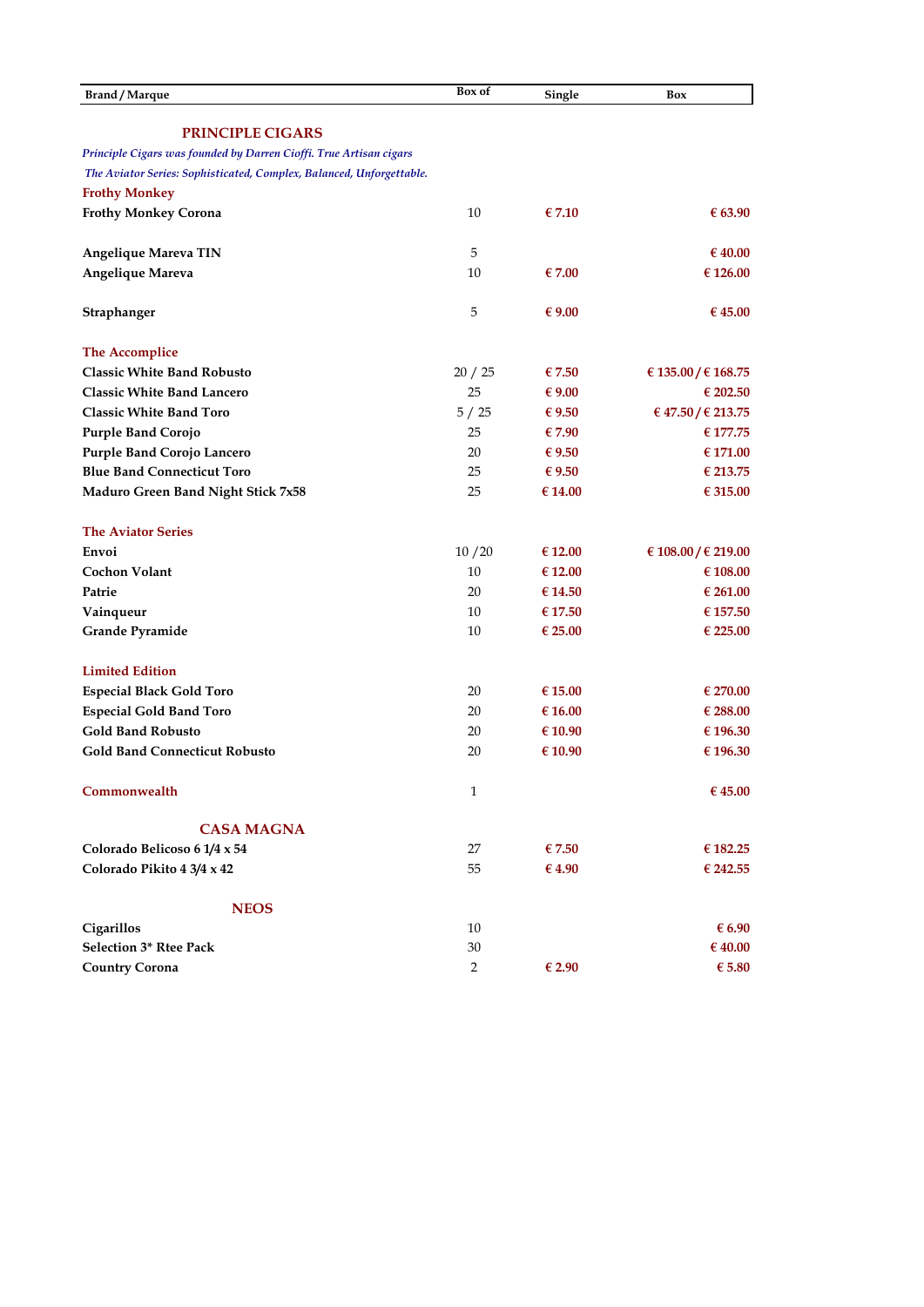| Brand / Marque | Box of | Single | Box |
|---|---|---|---|
| **PRINCIPLE CIGARS** | | | |
| *Principle Cigars was founded by Darren Cioffi. True Artisan cigars* | | | |
| *The Aviator Series: Sophisticated, Complex, Balanced, Unforgettable.* | | | |
| **Frothy Monkey** | | | |
| **Frothy Monkey Corona** | 10 | € 7.10 | € 63.90 |
| | | | |
| **Angelique Mareva TIN** | 5 | | € 40.00 |
| **Angelique Mareva** | 10 | € 7.00 | € 126.00 |
| | | | |
| **Straphanger** | 5 | € 9.00 | € 45.00 |
| | | | |
| **The Accomplice** | | | |
| **Classic White Band Robusto** | 20 / 25 | € 7.50 | € 135.00 / € 168.75 |
| **Classic White Band Lancero** | 25 | € 9.00 | € 202.50 |
| **Classic White Band Toro** | 5 / 25 | € 9.50 | € 47.50 / € 213.75 |
| **Purple Band Corojo** | 25 | € 7.90 | € 177.75 |
| **Purple Band Corojo Lancero** | 20 | € 9.50 | € 171.00 |
| **Blue Band Connecticut Toro** | 25 | € 9.50 | € 213.75 |
| **Maduro Green Band Night Stick 7x58** | 25 | € 14.00 | € 315.00 |
| | | | |
| **The Aviator Series** | | | |
| **Envoi** | 10 /20 | € 12.00 | € 108.00 / € 219.00 |
| **Cochon Volant** | 10 | € 12.00 | € 108.00 |
| **Patrie** | 20 | € 14.50 | € 261.00 |
| **Vainqueur** | 10 | € 17.50 | € 157.50 |
| **Grande Pyramide** | 10 | € 25.00 | € 225.00 |
| | | | |
| **Limited Edition** | | | |
| **Especial Black Gold Toro** | 20 | € 15.00 | € 270.00 |
| **Especial Gold Band Toro** | 20 | € 16.00 | € 288.00 |
| **Gold Band Robusto** | 20 | € 10.90 | € 196.30 |
| **Gold Band Connecticut Robusto** | 20 | € 10.90 | € 196.30 |
| | | | |
| **Commonwealth** | 1 | | € 45.00 |
| | | | |
| **CASA MAGNA** | | | |
| **Colorado Belicoso 6 1/4 x 54** | 27 | € 7.50 | € 182.25 |
| **Colorado Pikito 4 3/4 x 42** | 55 | € 4.90 | € 242.55 |
| | | | |
| **NEOS** | | | |
| **Cigarillos** | 10 | | € 6.90 |
| **Selection 3* Rtee Pack** | 30 | | € 40.00 |
| **Country Corona** | 2 | € 2.90 | € 5.80 |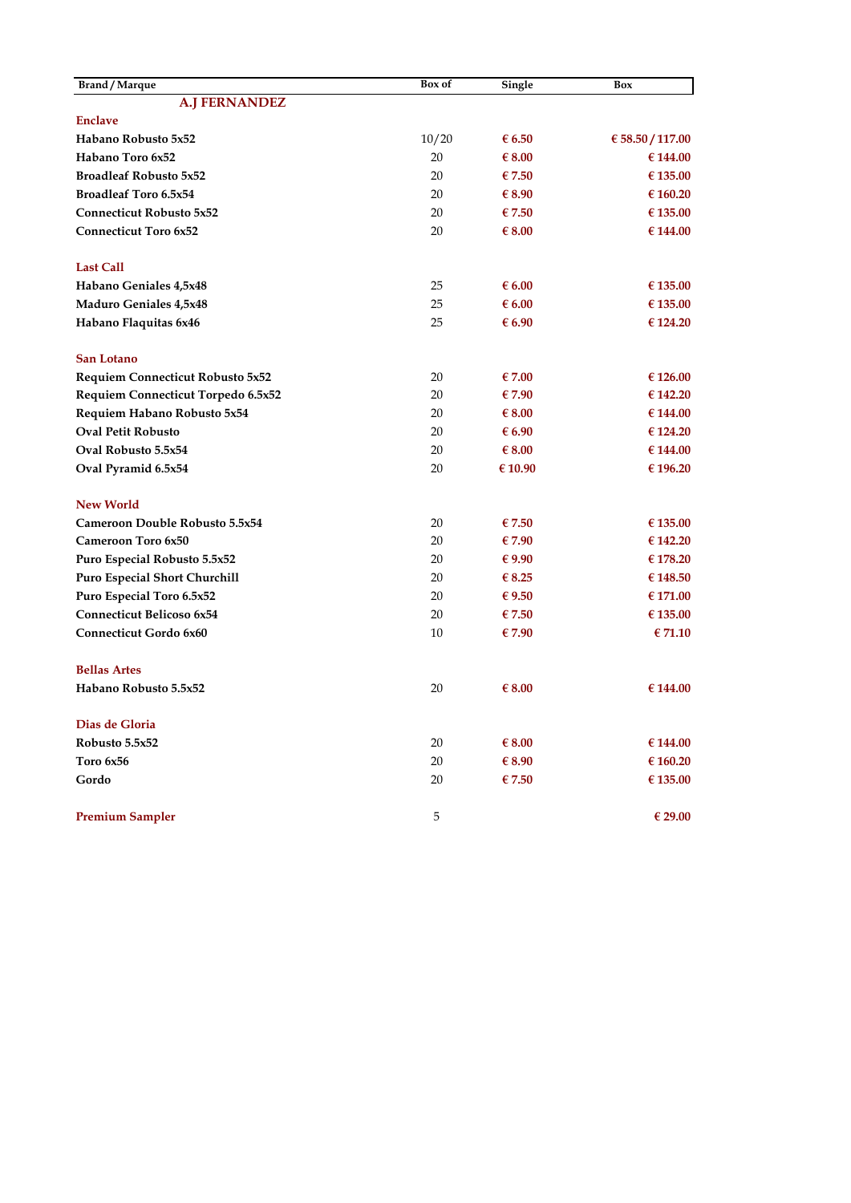| Brand / Marque | Box of | Single | Box |
|---|---|---|---|
| **A.J FERNANDEZ** | | | |
| **Enclave** | | | |
| **Habano Robusto 5x52** | 10/20 | € 6.50 | € 58.50 / 117.00 |
| **Habano Toro 6x52** | 20 | € 8.00 | € 144.00 |
| **Broadleaf Robusto 5x52** | 20 | € 7.50 | € 135.00 |
| **Broadleaf Toro 6.5x54** | 20 | € 8.90 | € 160.20 |
| **Connecticut Robusto 5x52** | 20 | € 7.50 | € 135.00 |
| **Connecticut Toro 6x52** | 20 | € 8.00 | € 144.00 |
| | | | |
| **Last Call** | | | |
| **Habano Geniales 4,5x48** | 25 | € 6.00 | € 135.00 |
| **Maduro Geniales 4,5x48** | 25 | € 6.00 | € 135.00 |
| **Habano Flaquitas 6x46** | 25 | € 6.90 | € 124.20 |
| | | | |
| **San Lotano** | | | |
| **Requiem Connecticut Robusto 5x52** | 20 | € 7.00 | € 126.00 |
| **Requiem Connecticut Torpedo 6.5x52** | 20 | € 7.90 | € 142.20 |
| **Requiem Habano Robusto 5x54** | 20 | € 8.00 | € 144.00 |
| **Oval Petit Robusto** | 20 | € 6.90 | € 124.20 |
| **Oval Robusto 5.5x54** | 20 | € 8.00 | € 144.00 |
| **Oval Pyramid 6.5x54** | 20 | € 10.90 | € 196.20 |
| | | | |
| **New World** | | | |
| **Cameroon Double Robusto 5.5x54** | 20 | € 7.50 | € 135.00 |
| **Cameroon Toro 6x50** | 20 | € 7.90 | € 142.20 |
| **Puro Especial Robusto 5.5x52** | 20 | € 9.90 | € 178.20 |
| **Puro Especial Short Churchill** | 20 | € 8.25 | € 148.50 |
| **Puro Especial Toro 6.5x52** | 20 | € 9.50 | € 171.00 |
| **Connecticut Belicoso 6x54** | 20 | € 7.50 | € 135.00 |
| **Connecticut Gordo 6x60** | 10 | € 7.90 | € 71.10 |
| | | | |
| **Bellas Artes** | | | |
| **Habano Robusto 5.5x52** | 20 | € 8.00 | € 144.00 |
| | | | |
| **Dias de Gloria** | | | |
| **Robusto 5.5x52** | 20 | € 8.00 | € 144.00 |
| **Toro 6x56** | 20 | € 8.90 | € 160.20 |
| **Gordo** | 20 | € 7.50 | € 135.00 |
| | | | |
| **Premium Sampler** | 5 | | € 29.00 |